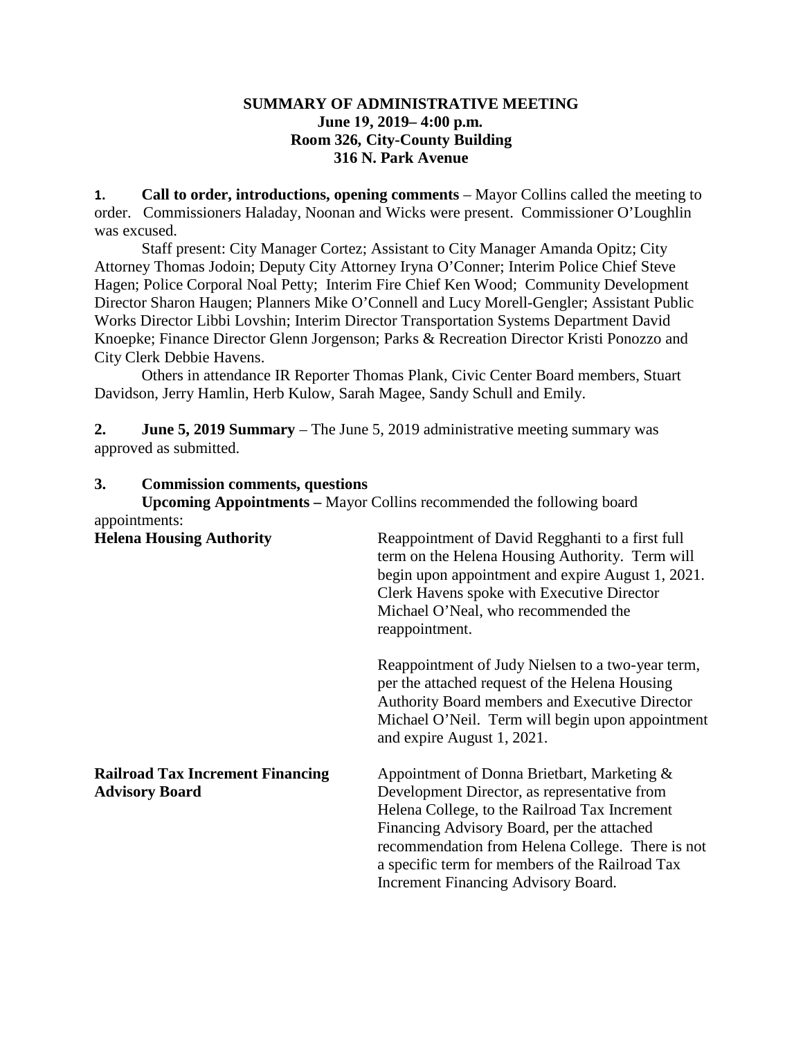**SUMMARY OF ADMINISTRATIVE MEETING**
**June 19, 2019– 4:00 p.m.**
**Room 326, City-County Building**
**316 N. Park Avenue**

**1. Call to order, introductions, opening comments** – Mayor Collins called the meeting to order. Commissioners Haladay, Noonan and Wicks were present. Commissioner O'Loughlin was excused.

Staff present: City Manager Cortez; Assistant to City Manager Amanda Opitz; City Attorney Thomas Jodoin; Deputy City Attorney Iryna O'Conner; Interim Police Chief Steve Hagen; Police Corporal Noal Petty; Interim Fire Chief Ken Wood; Community Development Director Sharon Haugen; Planners Mike O'Connell and Lucy Morell-Gengler; Assistant Public Works Director Libbi Lovshin; Interim Director Transportation Systems Department David Knoepke; Finance Director Glenn Jorgenson; Parks & Recreation Director Kristi Ponozzo and City Clerk Debbie Havens.

Others in attendance IR Reporter Thomas Plank, Civic Center Board members, Stuart Davidson, Jerry Hamlin, Herb Kulow, Sarah Magee, Sandy Schull and Emily.

**2. June 5, 2019 Summary** – The June 5, 2019 administrative meeting summary was approved as submitted.

**3. Commission comments, questions**

**Upcoming Appointments –** Mayor Collins recommended the following board appointments:

**Helena Housing Authority**

Reappointment of David Regghanti to a first full term on the Helena Housing Authority. Term will begin upon appointment and expire August 1, 2021. Clerk Havens spoke with Executive Director Michael O'Neal, who recommended the reappointment.

Reappointment of Judy Nielsen to a two-year term, per the attached request of the Helena Housing Authority Board members and Executive Director Michael O'Neil. Term will begin upon appointment and expire August 1, 2021.

**Railroad Tax Increment Financing Advisory Board**

Appointment of Donna Brietbart, Marketing & Development Director, as representative from Helena College, to the Railroad Tax Increment Financing Advisory Board, per the attached recommendation from Helena College. There is not a specific term for members of the Railroad Tax Increment Financing Advisory Board.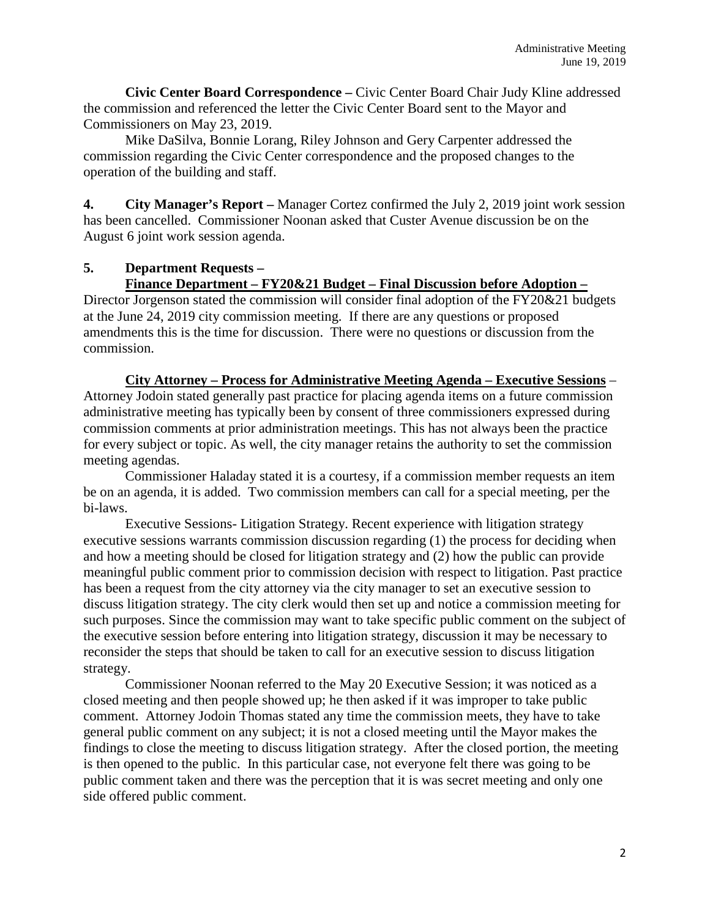**Civic Center Board Correspondence –** Civic Center Board Chair Judy Kline addressed the commission and referenced the letter the Civic Center Board sent to the Mayor and Commissioners on May 23, 2019.

Mike DaSilva, Bonnie Lorang, Riley Johnson and Gery Carpenter addressed the commission regarding the Civic Center correspondence and the proposed changes to the operation of the building and staff.

**4. City Manager's Report –** Manager Cortez confirmed the July 2, 2019 joint work session has been cancelled. Commissioner Noonan asked that Custer Avenue discussion be on the August 6 joint work session agenda.

**5. Department Requests –**

**Finance Department – FY20&21 Budget – Final Discussion before Adoption –** Director Jorgenson stated the commission will consider final adoption of the FY20&21 budgets at the June 24, 2019 city commission meeting. If there are any questions or proposed amendments this is the time for discussion. There were no questions or discussion from the commission.

**City Attorney – Process for Administrative Meeting Agenda – Executive Sessions** – Attorney Jodoin stated generally past practice for placing agenda items on a future commission administrative meeting has typically been by consent of three commissioners expressed during commission comments at prior administration meetings. This has not always been the practice for every subject or topic. As well, the city manager retains the authority to set the commission meeting agendas.

Commissioner Haladay stated it is a courtesy, if a commission member requests an item be on an agenda, it is added. Two commission members can call for a special meeting, per the bi-laws.

Executive Sessions- Litigation Strategy. Recent experience with litigation strategy executive sessions warrants commission discussion regarding (1) the process for deciding when and how a meeting should be closed for litigation strategy and (2) how the public can provide meaningful public comment prior to commission decision with respect to litigation. Past practice has been a request from the city attorney via the city manager to set an executive session to discuss litigation strategy. The city clerk would then set up and notice a commission meeting for such purposes. Since the commission may want to take specific public comment on the subject of the executive session before entering into litigation strategy, discussion it may be necessary to reconsider the steps that should be taken to call for an executive session to discuss litigation strategy.

Commissioner Noonan referred to the May 20 Executive Session; it was noticed as a closed meeting and then people showed up; he then asked if it was improper to take public comment. Attorney Jodoin Thomas stated any time the commission meets, they have to take general public comment on any subject; it is not a closed meeting until the Mayor makes the findings to close the meeting to discuss litigation strategy. After the closed portion, the meeting is then opened to the public. In this particular case, not everyone felt there was going to be public comment taken and there was the perception that it is was secret meeting and only one side offered public comment.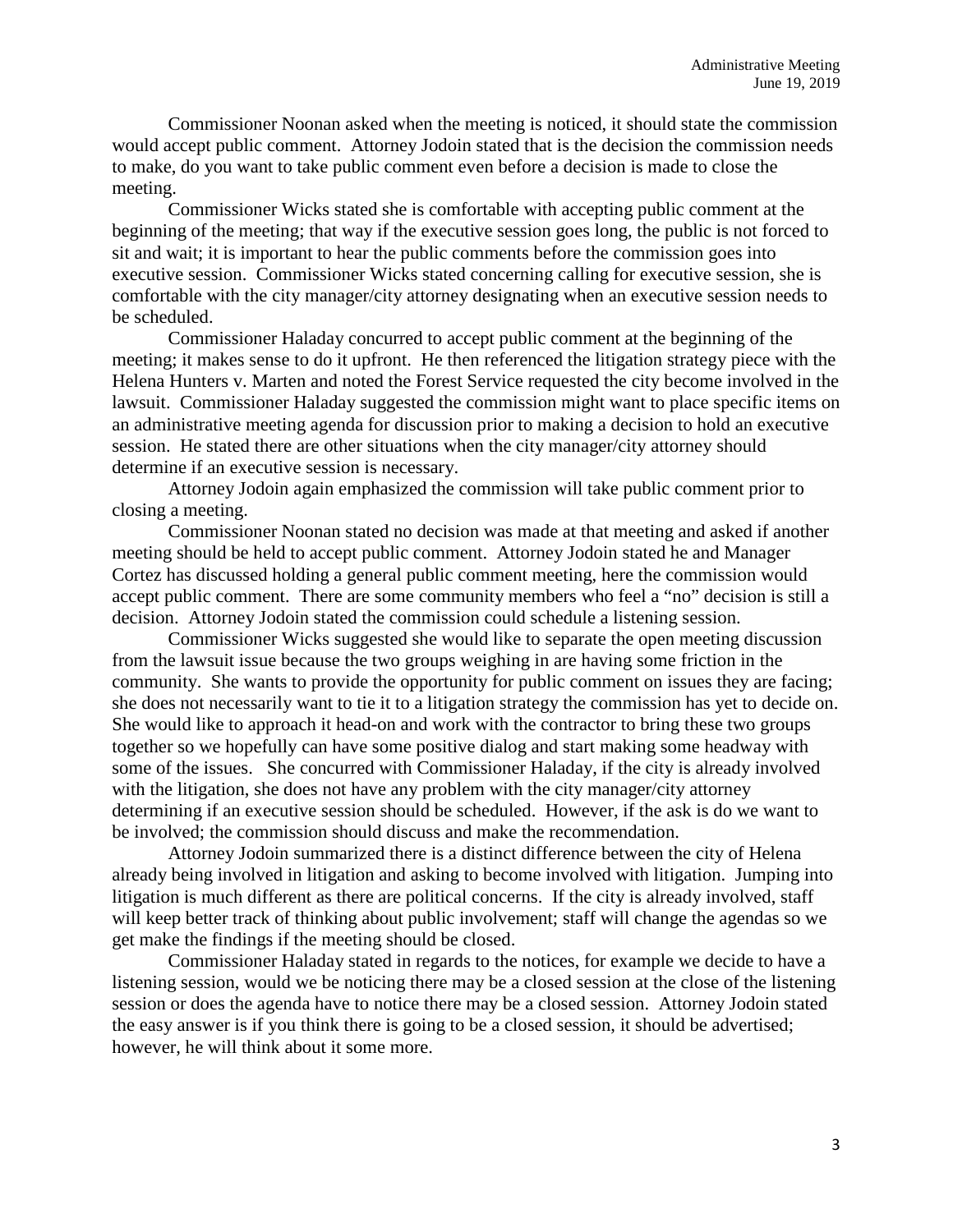Commissioner Noonan asked when the meeting is noticed, it should state the commission would accept public comment. Attorney Jodoin stated that is the decision the commission needs to make, do you want to take public comment even before a decision is made to close the meeting.

Commissioner Wicks stated she is comfortable with accepting public comment at the beginning of the meeting; that way if the executive session goes long, the public is not forced to sit and wait; it is important to hear the public comments before the commission goes into executive session. Commissioner Wicks stated concerning calling for executive session, she is comfortable with the city manager/city attorney designating when an executive session needs to be scheduled.

Commissioner Haladay concurred to accept public comment at the beginning of the meeting; it makes sense to do it upfront. He then referenced the litigation strategy piece with the Helena Hunters v. Marten and noted the Forest Service requested the city become involved in the lawsuit. Commissioner Haladay suggested the commission might want to place specific items on an administrative meeting agenda for discussion prior to making a decision to hold an executive session. He stated there are other situations when the city manager/city attorney should determine if an executive session is necessary.

Attorney Jodoin again emphasized the commission will take public comment prior to closing a meeting.

Commissioner Noonan stated no decision was made at that meeting and asked if another meeting should be held to accept public comment. Attorney Jodoin stated he and Manager Cortez has discussed holding a general public comment meeting, here the commission would accept public comment. There are some community members who feel a "no" decision is still a decision. Attorney Jodoin stated the commission could schedule a listening session.

Commissioner Wicks suggested she would like to separate the open meeting discussion from the lawsuit issue because the two groups weighing in are having some friction in the community. She wants to provide the opportunity for public comment on issues they are facing; she does not necessarily want to tie it to a litigation strategy the commission has yet to decide on. She would like to approach it head-on and work with the contractor to bring these two groups together so we hopefully can have some positive dialog and start making some headway with some of the issues. She concurred with Commissioner Haladay, if the city is already involved with the litigation, she does not have any problem with the city manager/city attorney determining if an executive session should be scheduled. However, if the ask is do we want to be involved; the commission should discuss and make the recommendation.

Attorney Jodoin summarized there is a distinct difference between the city of Helena already being involved in litigation and asking to become involved with litigation. Jumping into litigation is much different as there are political concerns. If the city is already involved, staff will keep better track of thinking about public involvement; staff will change the agendas so we get make the findings if the meeting should be closed.

Commissioner Haladay stated in regards to the notices, for example we decide to have a listening session, would we be noticing there may be a closed session at the close of the listening session or does the agenda have to notice there may be a closed session. Attorney Jodoin stated the easy answer is if you think there is going to be a closed session, it should be advertised; however, he will think about it some more.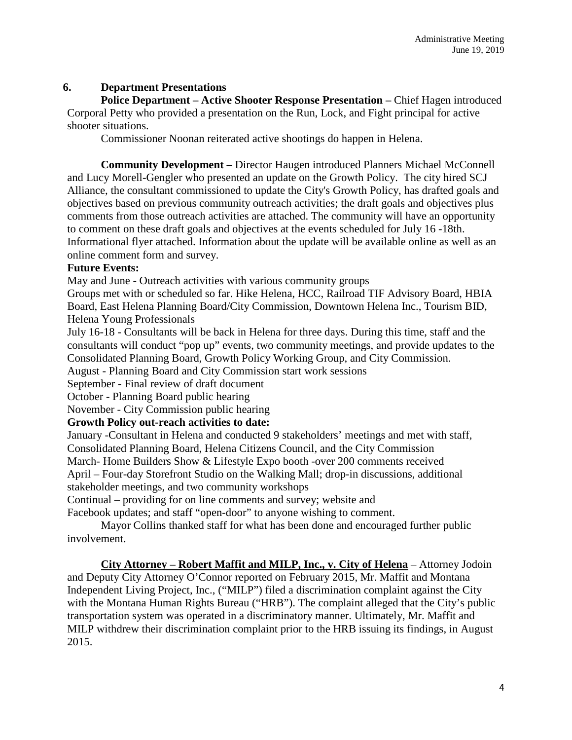## 6. Department Presentations

**Police Department – Active Shooter Response Presentation –** Chief Hagen introduced Corporal Petty who provided a presentation on the Run, Lock, and Fight principal for active shooter situations.

Commissioner Noonan reiterated active shootings do happen in Helena.

**Community Development –** Director Haugen introduced Planners Michael McConnell and Lucy Morell-Gengler who presented an update on the Growth Policy. The city hired SCJ Alliance, the consultant commissioned to update the City's Growth Policy, has drafted goals and objectives based on previous community outreach activities; the draft goals and objectives plus comments from those outreach activities are attached. The community will have an opportunity to comment on these draft goals and objectives at the events scheduled for July 16 -18th. Informational flyer attached. Information about the update will be available online as well as an online comment form and survey.

**Future Events:**

May and June - Outreach activities with various community groups

Groups met with or scheduled so far. Hike Helena, HCC, Railroad TIF Advisory Board, HBIA Board, East Helena Planning Board/City Commission, Downtown Helena Inc., Tourism BID, Helena Young Professionals

July 16-18 - Consultants will be back in Helena for three days. During this time, staff and the consultants will conduct "pop up" events, two community meetings, and provide updates to the Consolidated Planning Board, Growth Policy Working Group, and City Commission.

August - Planning Board and City Commission start work sessions

September - Final review of draft document

October - Planning Board public hearing

November - City Commission public hearing

**Growth Policy out-reach activities to date:**

January -Consultant in Helena and conducted 9 stakeholders' meetings and met with staff, Consolidated Planning Board, Helena Citizens Council, and the City Commission

March- Home Builders Show & Lifestyle Expo booth -over 200 comments received

April – Four-day Storefront Studio on the Walking Mall; drop-in discussions, additional stakeholder meetings, and two community workshops

Continual – providing for on line comments and survey; website and Facebook updates; and staff "open-door" to anyone wishing to comment.

Mayor Collins thanked staff for what has been done and encouraged further public involvement.

**City Attorney – Robert Maffit and MILP, Inc., v. City of Helena** – Attorney Jodoin and Deputy City Attorney O'Connor reported on February 2015, Mr. Maffit and Montana Independent Living Project, Inc., ("MILP") filed a discrimination complaint against the City with the Montana Human Rights Bureau ("HRB"). The complaint alleged that the City's public transportation system was operated in a discriminatory manner. Ultimately, Mr. Maffit and MILP withdrew their discrimination complaint prior to the HRB issuing its findings, in August 2015.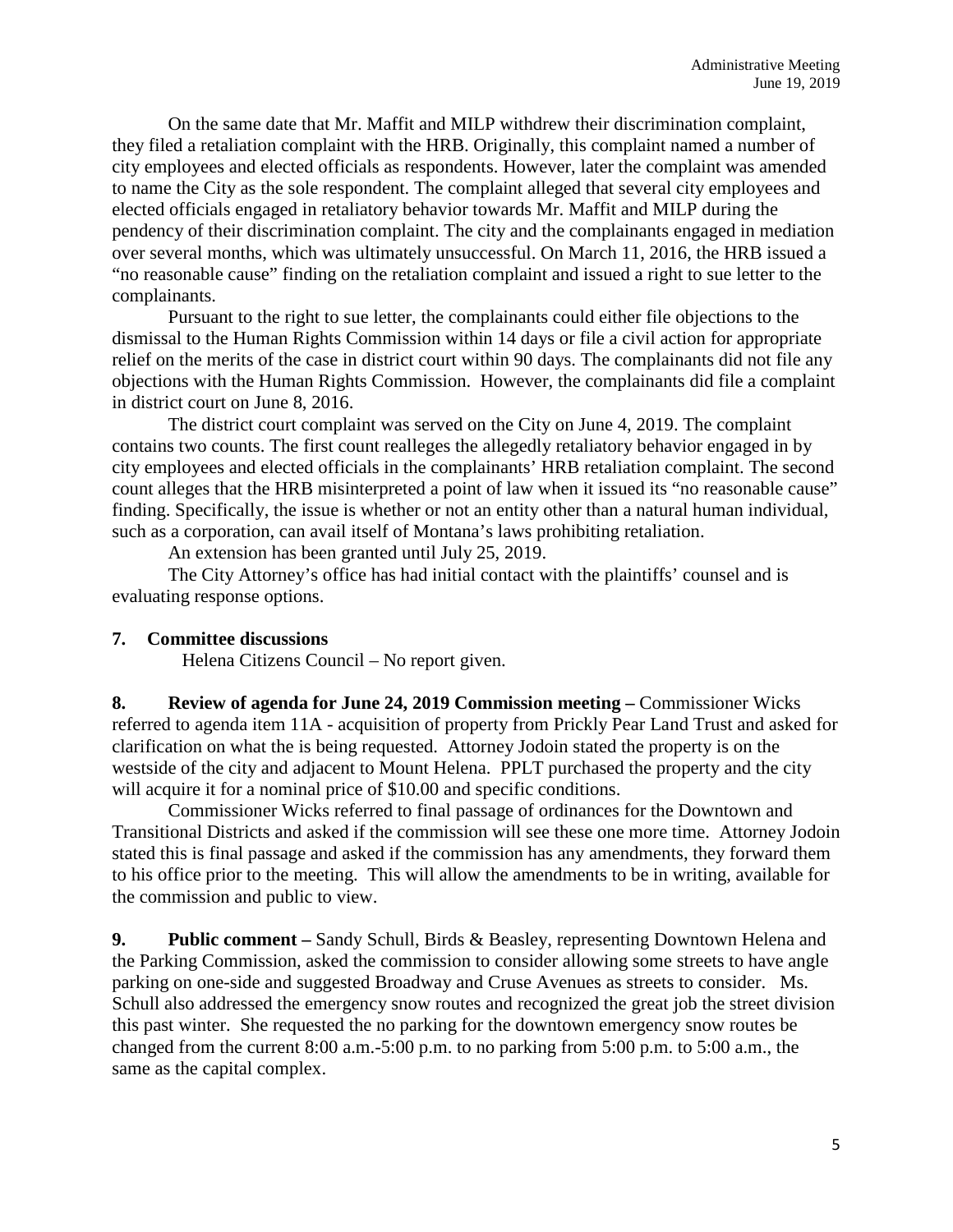On the same date that Mr. Maffit and MILP withdrew their discrimination complaint, they filed a retaliation complaint with the HRB. Originally, this complaint named a number of city employees and elected officials as respondents. However, later the complaint was amended to name the City as the sole respondent. The complaint alleged that several city employees and elected officials engaged in retaliatory behavior towards Mr. Maffit and MILP during the pendency of their discrimination complaint. The city and the complainants engaged in mediation over several months, which was ultimately unsuccessful. On March 11, 2016, the HRB issued a "no reasonable cause" finding on the retaliation complaint and issued a right to sue letter to the complainants.

Pursuant to the right to sue letter, the complainants could either file objections to the dismissal to the Human Rights Commission within 14 days or file a civil action for appropriate relief on the merits of the case in district court within 90 days. The complainants did not file any objections with the Human Rights Commission. However, the complainants did file a complaint in district court on June 8, 2016.

The district court complaint was served on the City on June 4, 2019. The complaint contains two counts. The first count realleges the allegedly retaliatory behavior engaged in by city employees and elected officials in the complainants' HRB retaliation complaint. The second count alleges that the HRB misinterpreted a point of law when it issued its "no reasonable cause" finding. Specifically, the issue is whether or not an entity other than a natural human individual, such as a corporation, can avail itself of Montana's laws prohibiting retaliation.

An extension has been granted until July 25, 2019.

The City Attorney's office has had initial contact with the plaintiffs' counsel and is evaluating response options.

**7. Committee discussions**

Helena Citizens Council – No report given.

**8. Review of agenda for June 24, 2019 Commission meeting –** Commissioner Wicks referred to agenda item 11A - acquisition of property from Prickly Pear Land Trust and asked for clarification on what the is being requested. Attorney Jodoin stated the property is on the westside of the city and adjacent to Mount Helena. PPLT purchased the property and the city will acquire it for a nominal price of $10.00 and specific conditions.

Commissioner Wicks referred to final passage of ordinances for the Downtown and Transitional Districts and asked if the commission will see these one more time. Attorney Jodoin stated this is final passage and asked if the commission has any amendments, they forward them to his office prior to the meeting. This will allow the amendments to be in writing, available for the commission and public to view.

**9. Public comment –** Sandy Schull, Birds & Beasley, representing Downtown Helena and the Parking Commission, asked the commission to consider allowing some streets to have angle parking on one-side and suggested Broadway and Cruse Avenues as streets to consider. Ms. Schull also addressed the emergency snow routes and recognized the great job the street division this past winter. She requested the no parking for the downtown emergency snow routes be changed from the current 8:00 a.m.-5:00 p.m. to no parking from 5:00 p.m. to 5:00 a.m., the same as the capital complex.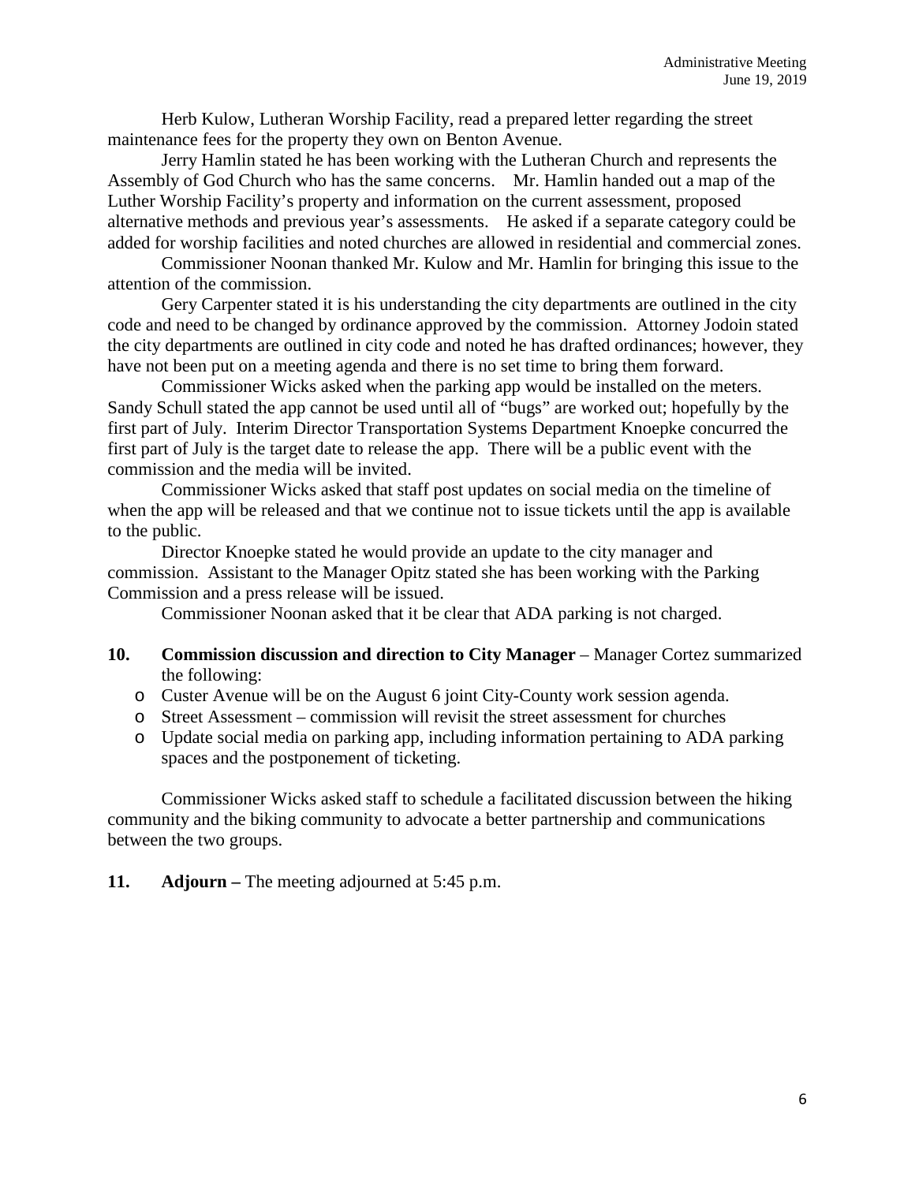Herb Kulow, Lutheran Worship Facility, read a prepared letter regarding the street maintenance fees for the property they own on Benton Avenue.

Jerry Hamlin stated he has been working with the Lutheran Church and represents the Assembly of God Church who has the same concerns. Mr. Hamlin handed out a map of the Luther Worship Facility's property and information on the current assessment, proposed alternative methods and previous year's assessments. He asked if a separate category could be added for worship facilities and noted churches are allowed in residential and commercial zones.

Commissioner Noonan thanked Mr. Kulow and Mr. Hamlin for bringing this issue to the attention of the commission.

Gery Carpenter stated it is his understanding the city departments are outlined in the city code and need to be changed by ordinance approved by the commission. Attorney Jodoin stated the city departments are outlined in city code and noted he has drafted ordinances; however, they have not been put on a meeting agenda and there is no set time to bring them forward.

Commissioner Wicks asked when the parking app would be installed on the meters. Sandy Schull stated the app cannot be used until all of "bugs" are worked out; hopefully by the first part of July. Interim Director Transportation Systems Department Knoepke concurred the first part of July is the target date to release the app. There will be a public event with the commission and the media will be invited.

Commissioner Wicks asked that staff post updates on social media on the timeline of when the app will be released and that we continue not to issue tickets until the app is available to the public.

Director Knoepke stated he would provide an update to the city manager and commission. Assistant to the Manager Opitz stated she has been working with the Parking Commission and a press release will be issued.

Commissioner Noonan asked that it be clear that ADA parking is not charged.

**10. Commission discussion and direction to City Manager** – Manager Cortez summarized the following:

- Custer Avenue will be on the August 6 joint City-County work session agenda.
- Street Assessment – commission will revisit the street assessment for churches
- Update social media on parking app, including information pertaining to ADA parking spaces and the postponement of ticketing.

Commissioner Wicks asked staff to schedule a facilitated discussion between the hiking community and the biking community to advocate a better partnership and communications between the two groups.

**11. Adjourn –** The meeting adjourned at 5:45 p.m.